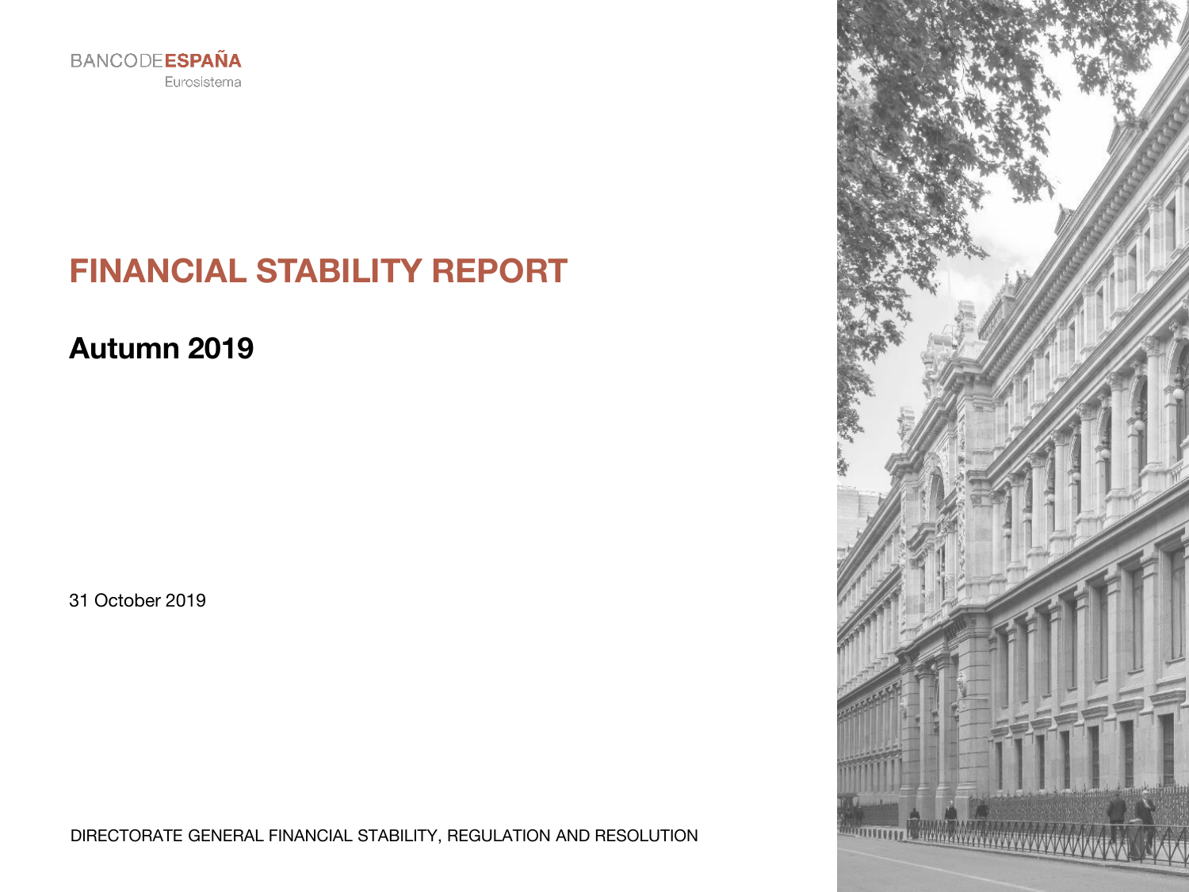BANCODEESPAÑA
Eurosistema

# FINANCIAL STABILITY REPORT

## Autumn 2019

31 October 2019

DIRECTORATE GENERAL FINANCIAL STABILITY, REGULATION AND RESOLUTION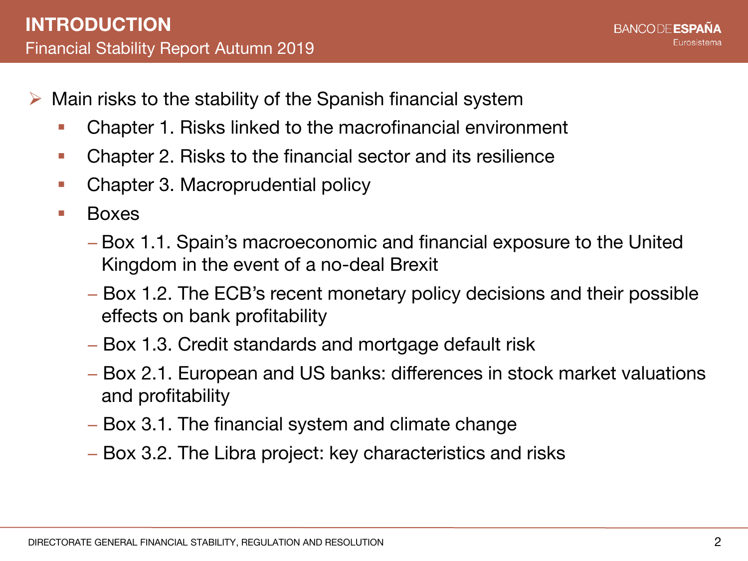# INTRODUCTION

## Financial Stability Report Autumn 2019

- Main risks to the stability of the Spanish financial system
  - Chapter 1. Risks linked to the macrofinancial environment
  - Chapter 2. Risks to the financial sector and its resilience
  - Chapter 3. Macroprudential policy
  - Boxes
    - Box 1.1. Spain's macroeconomic and financial exposure to the United Kingdom in the event of a no-deal Brexit
    - Box 1.2. The ECB's recent monetary policy decisions and their possible effects on bank profitability
    - Box 1.3. Credit standards and mortgage default risk
    - Box 2.1. European and US banks: differences in stock market valuations and profitability
    - Box 3.1. The financial system and climate change
    - Box 3.2. The Libra project: key characteristics and risks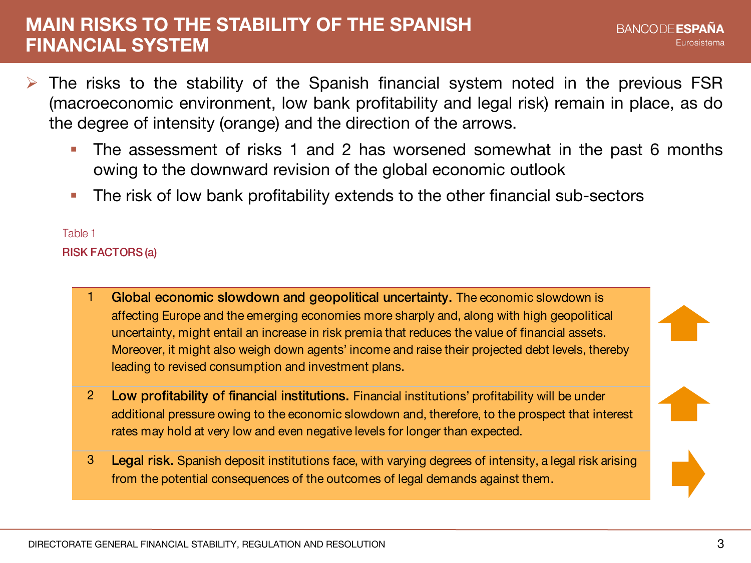# MAIN RISKS TO THE STABILITY OF THE SPANISH FINANCIAL SYSTEM

- The risks to the stability of the Spanish financial system noted in the previous FSR (macroeconomic environment, low bank profitability and legal risk) remain in place, as do the degree of intensity (orange) and the direction of the arrows.
  - The assessment of risks 1 and 2 has worsened somewhat in the past 6 months owing to the downward revision of the global economic outlook
  - The risk of low bank profitability extends to the other financial sub-sectors

Table 1

**RISK FACTORS (a)**

| | Risk factor | Direction |
|---|---|---|
| 1 | **Global economic slowdown and geopolitical uncertainty.** The economic slowdown is affecting Europe and the emerging economies more sharply and, along with high geopolitical uncertainty, might entail an increase in risk premia that reduces the value of financial assets. Moreover, it might also weigh down agents' income and raise their projected debt levels, thereby leading to revised consumption and investment plans. | ↑ |
| 2 | **Low profitability of financial institutions.** Financial institutions' profitability will be under additional pressure owing to the economic slowdown and, therefore, to the prospect that interest rates may hold at very low and even negative levels for longer than expected. | ↑ |
| 3 | **Legal risk.** Spanish deposit institutions face, with varying degrees of intensity, a legal risk arising from the potential consequences of the outcomes of legal demands against them. | → |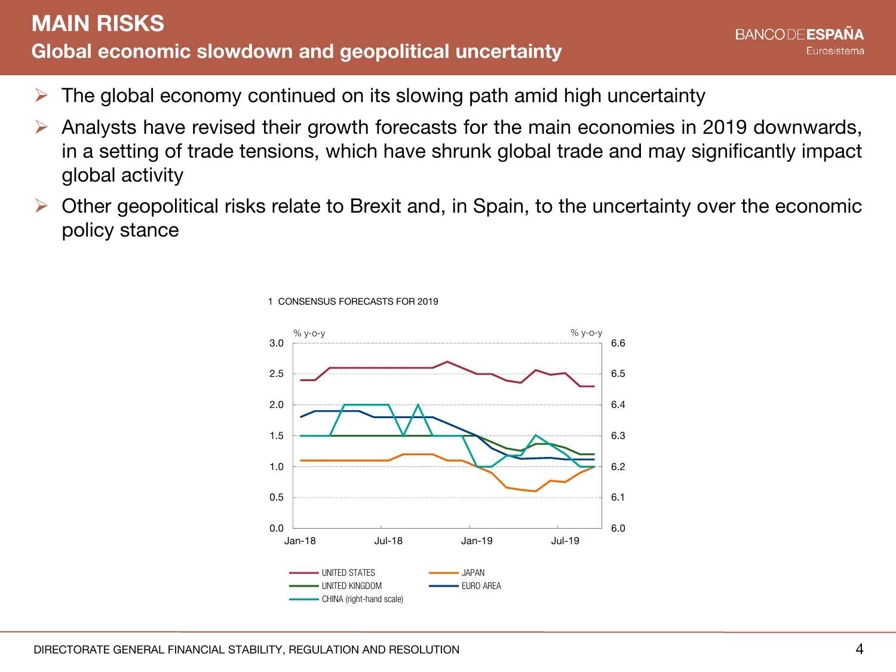# MAIN RISKS

## Global economic slowdown and geopolitical uncertainty

- The global economy continued on its slowing path amid high uncertainty
- Analysts have revised their growth forecasts for the main economies in 2019 downwards, in a setting of trade tensions, which have shrunk global trade and may significantly impact global activity
- Other geopolitical risks relate to Brexit and, in Spain, to the uncertainty over the economic policy stance

1 CONSENSUS FORECASTS FOR 2019

% y-o-y (left axis: 0.0–3.0); % y-o-y (right axis: 6.0–6.6)

Jan-18 · Jul-18 · Jan-19 · Jul-19

UNITED STATES · JAPAN · UNITED KINGDOM · EURO AREA · CHINA (right-hand scale)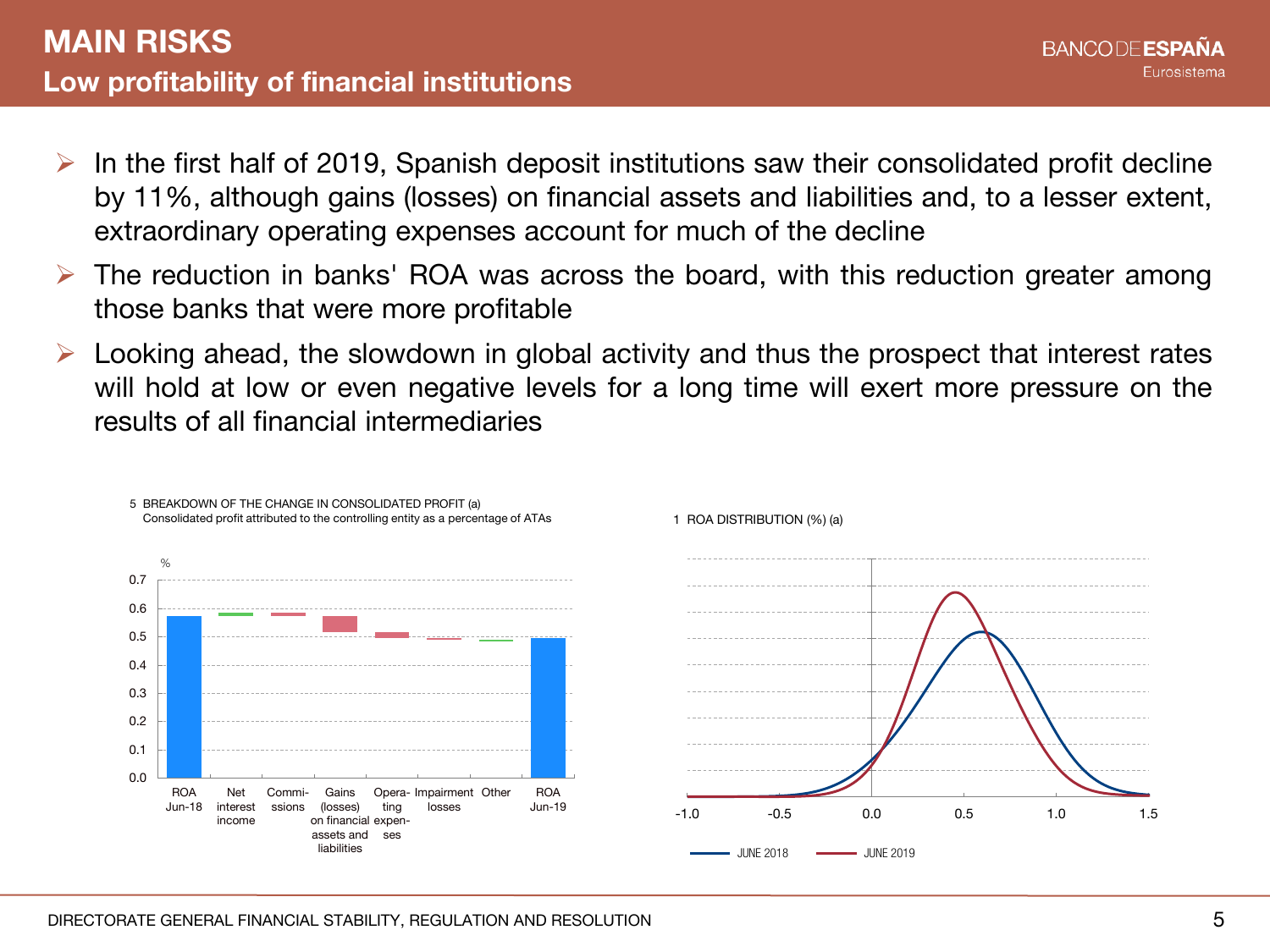# MAIN RISKS

## Low profitability of financial institutions

- In the first half of 2019, Spanish deposit institutions saw their consolidated profit decline by 11%, although gains (losses) on financial assets and liabilities and, to a lesser extent, extraordinary operating expenses account for much of the decline
- The reduction in banks' ROA was across the board, with this reduction greater among those banks that were more profitable
- Looking ahead, the slowdown in global activity and thus the prospect that interest rates will hold at low or even negative levels for a long time will exert more pressure on the results of all financial intermediaries

5 BREAKDOWN OF THE CHANGE IN CONSOLIDATED PROFIT (a)
Consolidated profit attributed to the controlling entity as a percentage of ATAs

1 ROA DISTRIBUTION (%) (a)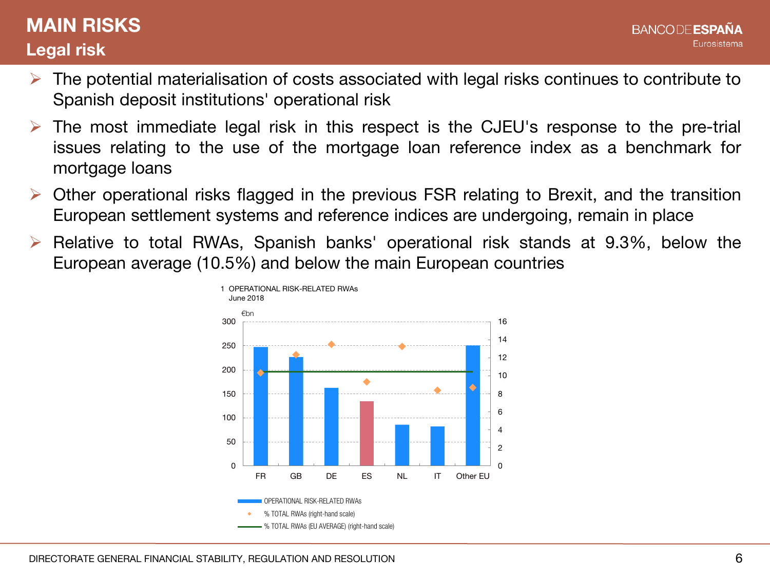# MAIN RISKS

## Legal risk

- The potential materialisation of costs associated with legal risks continues to contribute to Spanish deposit institutions' operational risk
- The most immediate legal risk in this respect is the CJEU's response to the pre-trial issues relating to the use of the mortgage loan reference index as a benchmark for mortgage loans
- Other operational risks flagged in the previous FSR relating to Brexit, and the transition European settlement systems and reference indices are undergoing, remain in place
- Relative to total RWAs, Spanish banks' operational risk stands at 9.3%, below the European average (10.5%) and below the main European countries

1 OPERATIONAL RISK-RELATED RWAs
June 2018

€bn

300
250
200
150
100
50
0

16
14
12
10
8
6
4
2
0

FR GB DE ES NL IT Other EU

OPERATIONAL RISK-RELATED RWAs
% TOTAL RWAs (right-hand scale)
% TOTAL RWAs (EU AVERAGE) (right-hand scale)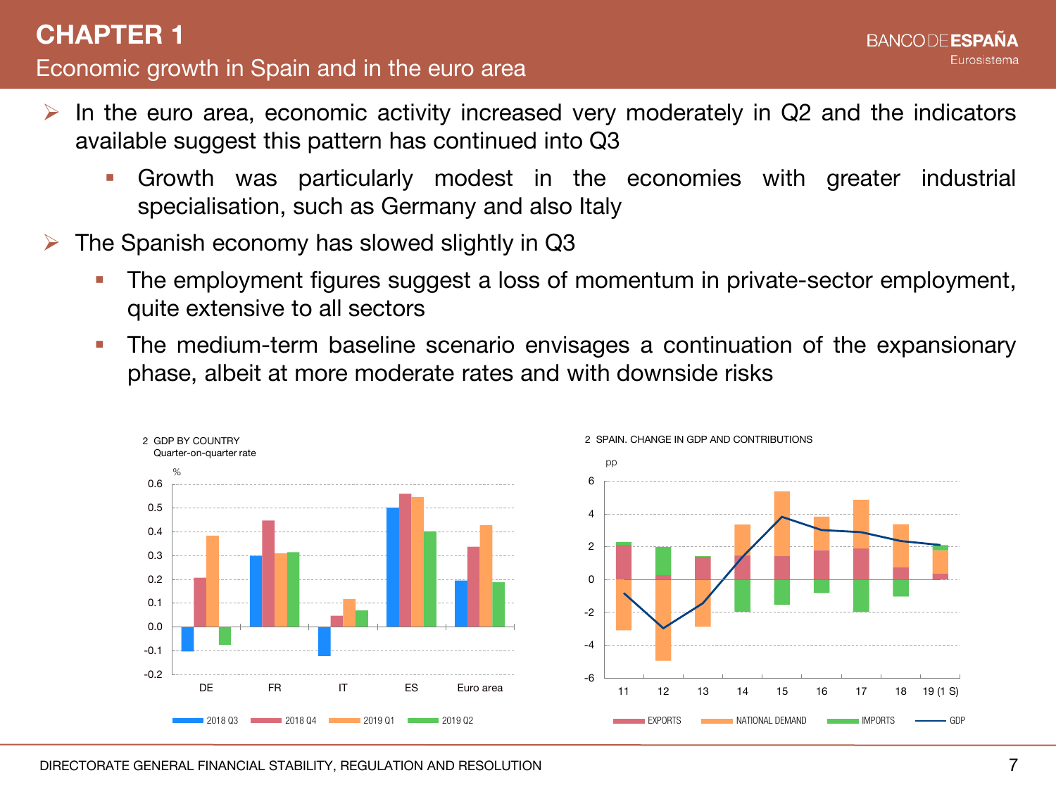# CHAPTER 1

## Economic growth in Spain and in the euro area

- In the euro area, economic activity increased very moderately in Q2 and the indicators available suggest this pattern has continued into Q3
  - Growth was particularly modest in the economies with greater industrial specialisation, such as Germany and also Italy
- The Spanish economy has slowed slightly in Q3
  - The employment figures suggest a loss of momentum in private-sector employment, quite extensive to all sectors
  - The medium-term baseline scenario envisages a continuation of the expansionary phase, albeit at more moderate rates and with downside risks

2 GDP BY COUNTRY
Quarter-on-quarter rate

%

DE, FR, IT, ES, Euro area

2018 Q3, 2018 Q4, 2019 Q1, 2019 Q2

2 SPAIN. CHANGE IN GDP AND CONTRIBUTIONS

pp

11, 12, 13, 14, 15, 16, 17, 18, 19 (1 S)

EXPORTS, NATIONAL DEMAND, IMPORTS, GDP

DIRECTORATE GENERAL FINANCIAL STABILITY, REGULATION AND RESOLUTION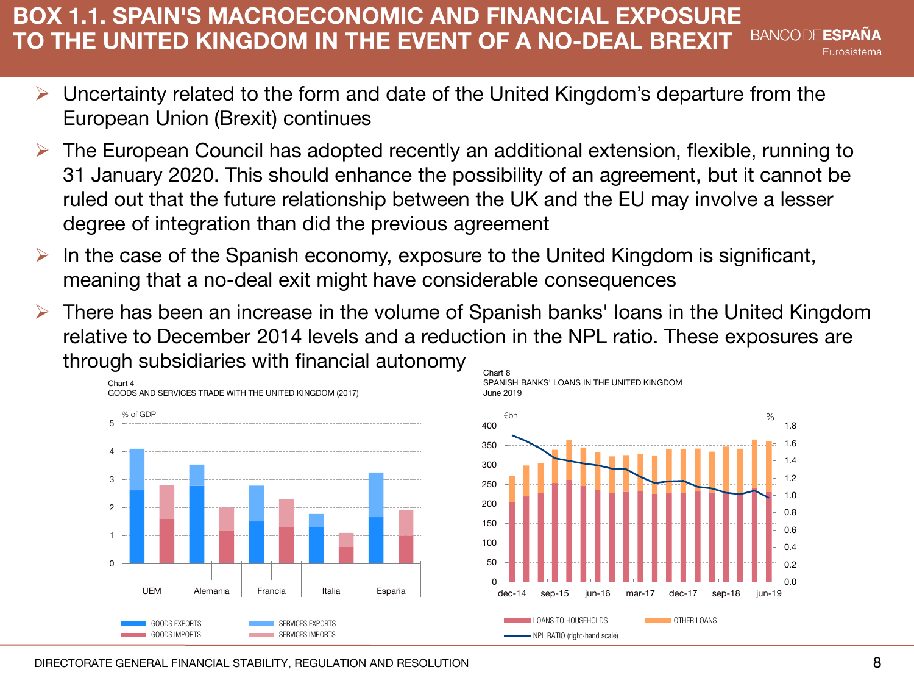# BOX 1.1. SPAIN'S MACROECONOMIC AND FINANCIAL EXPOSURE TO THE UNITED KINGDOM IN THE EVENT OF A NO-DEAL BREXIT

- Uncertainty related to the form and date of the United Kingdom's departure from the European Union (Brexit) continues
- The European Council has adopted recently an additional extension, flexible, running to 31 January 2020. This should enhance the possibility of an agreement, but it cannot be ruled out that the future relationship between the UK and the EU may involve a lesser degree of integration than did the previous agreement
- In the case of the Spanish economy, exposure to the United Kingdom is significant, meaning that a no-deal exit might have considerable consequences
- There has been an increase in the volume of Spanish banks' loans in the United Kingdom relative to December 2014 levels and a reduction in the NPL ratio. These exposures are through subsidiaries with financial autonomy

Chart 4
GOODS AND SERVICES TRADE WITH THE UNITED KINGDOM (2017)

% of GDP

GOODS EXPORTS / SERVICES EXPORTS / GOODS IMPORTS / SERVICES IMPORTS

UEM, Alemania, Francia, Italia, España

Chart 8
SPANISH BANKS' LOANS IN THE UNITED KINGDOM
June 2019

€bn / %

LOANS TO HOUSEHOLDS / OTHER LOANS / NPL RATIO (right-hand scale)

dec-14, sep-15, jun-16, mar-17, dec-17, sep-18, jun-19

DIRECTORATE GENERAL FINANCIAL STABILITY, REGULATION AND RESOLUTION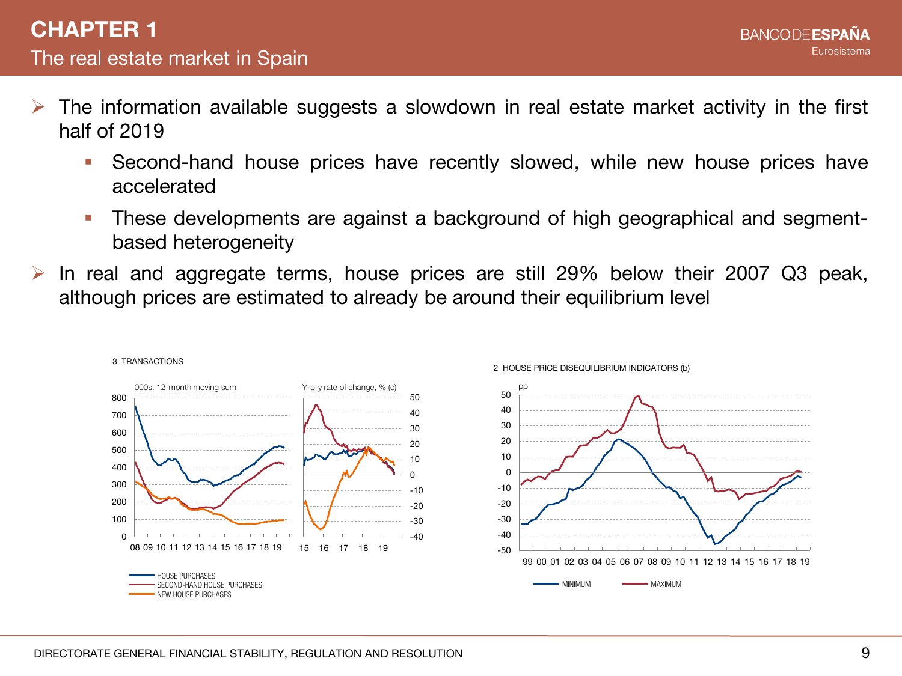# CHAPTER 1

## The real estate market in Spain

- The information available suggests a slowdown in real estate market activity in the first half of 2019
  - Second-hand house prices have recently slowed, while new house prices have accelerated
  - These developments are against a background of high geographical and segment-based heterogeneity
- In real and aggregate terms, house prices are still 29% below their 2007 Q3 peak, although prices are estimated to already be around their equilibrium level

3 TRANSACTIONS

000s. 12-month moving sum | Y-o-y rate of change, % (c)

HOUSE PURCHASES
SECOND-HAND HOUSE PURCHASES
NEW HOUSE PURCHASES

2 HOUSE PRICE DISEQUILIBRIUM INDICATORS (b)

pp

MINIMUM
MAXIMUM

DIRECTORATE GENERAL FINANCIAL STABILITY, REGULATION AND RESOLUTION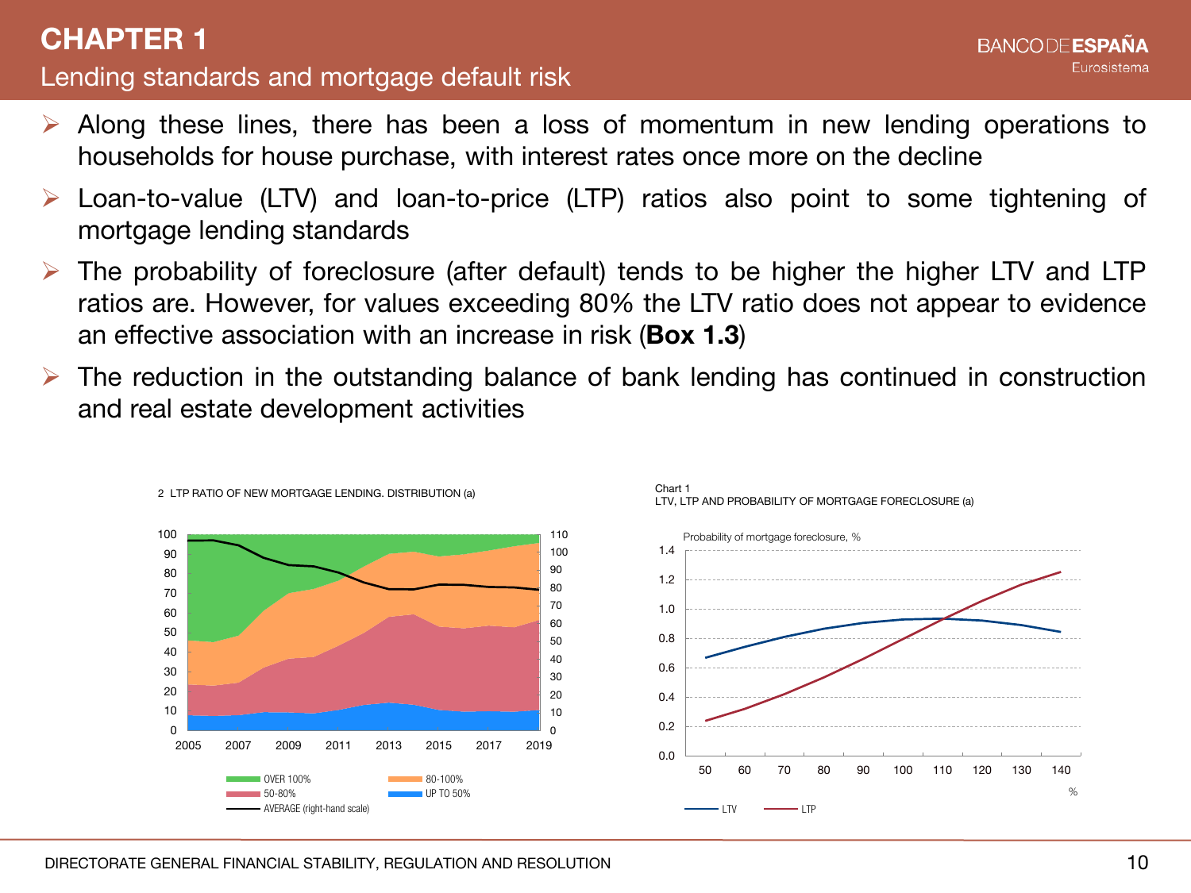# CHAPTER 1

## Lending standards and mortgage default risk

- Along these lines, there has been a loss of momentum in new lending operations to households for house purchase, with interest rates once more on the decline
- Loan-to-value (LTV) and loan-to-price (LTP) ratios also point to some tightening of mortgage lending standards
- The probability of foreclosure (after default) tends to be higher the higher LTV and LTP ratios are. However, for values exceeding 80% the LTV ratio does not appear to evidence an effective association with an increase in risk (**Box 1.3**)
- The reduction in the outstanding balance of bank lending has continued in construction and real estate development activities

2 LTP RATIO OF NEW MORTGAGE LENDING. DISTRIBUTION (a)

OVER 100% | 80-100% | 50-80% | UP TO 50% | AVERAGE (right-hand scale)

Chart 1
LTV, LTP AND PROBABILITY OF MORTGAGE FORECLOSURE (a)

Probability of mortgage foreclosure, %

LTV | LTP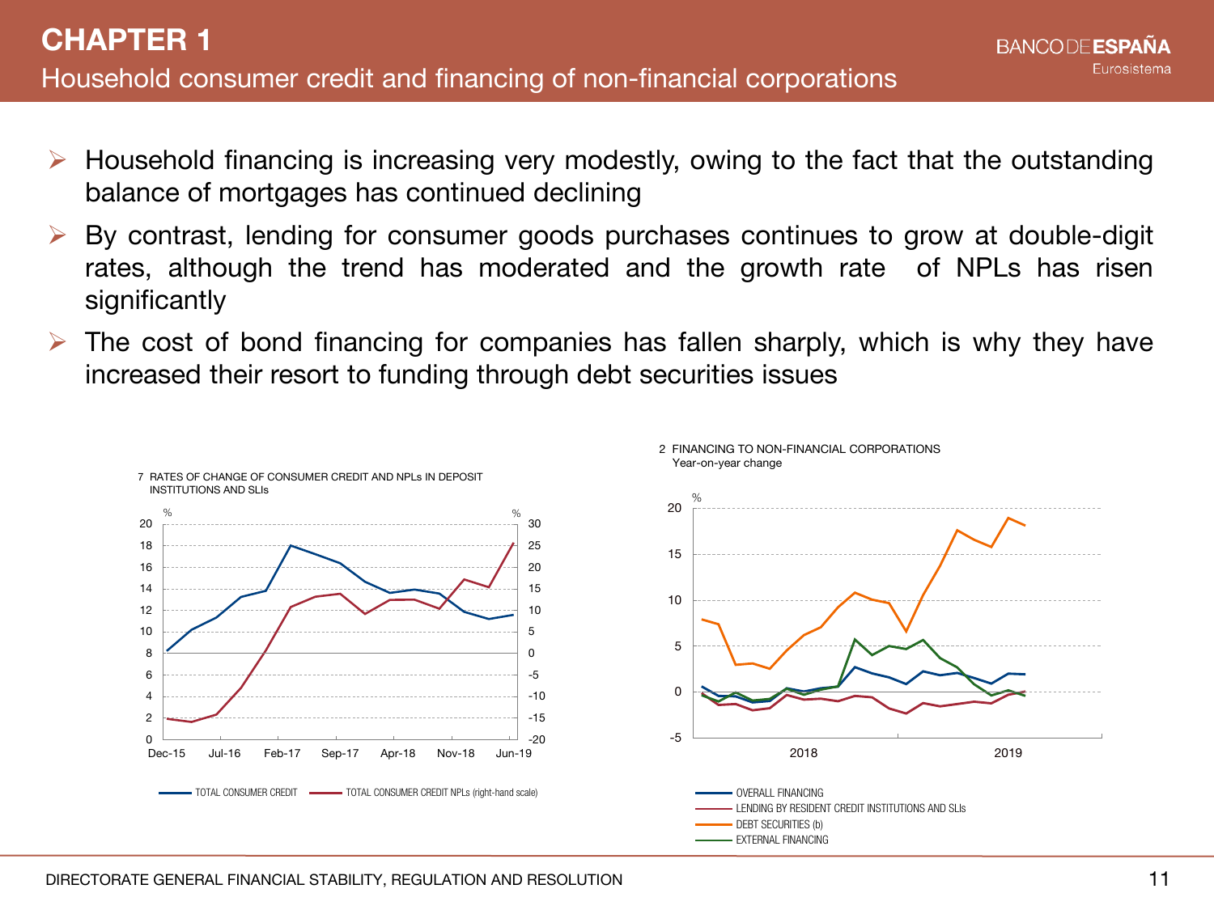# CHAPTER 1

## Household consumer credit and financing of non-financial corporations

- Household financing is increasing very modestly, owing to the fact that the outstanding balance of mortgages has continued declining
- By contrast, lending for consumer goods purchases continues to grow at double-digit rates, although the trend has moderated and the growth rate of NPLs has risen significantly
- The cost of bond financing for companies has fallen sharply, which is why they have increased their resort to funding through debt securities issues

7 RATES OF CHANGE OF CONSUMER CREDIT AND NPLs IN DEPOSIT INSTITUTIONS AND SLIs

TOTAL CONSUMER CREDIT — TOTAL CONSUMER CREDIT NPLs (right-hand scale)

2 FINANCING TO NON-FINANCIAL CORPORATIONS
Year-on-year change

OVERALL FINANCING — LENDING BY RESIDENT CREDIT INSTITUTIONS AND SLIs — DEBT SECURITIES (b) — EXTERNAL FINANCING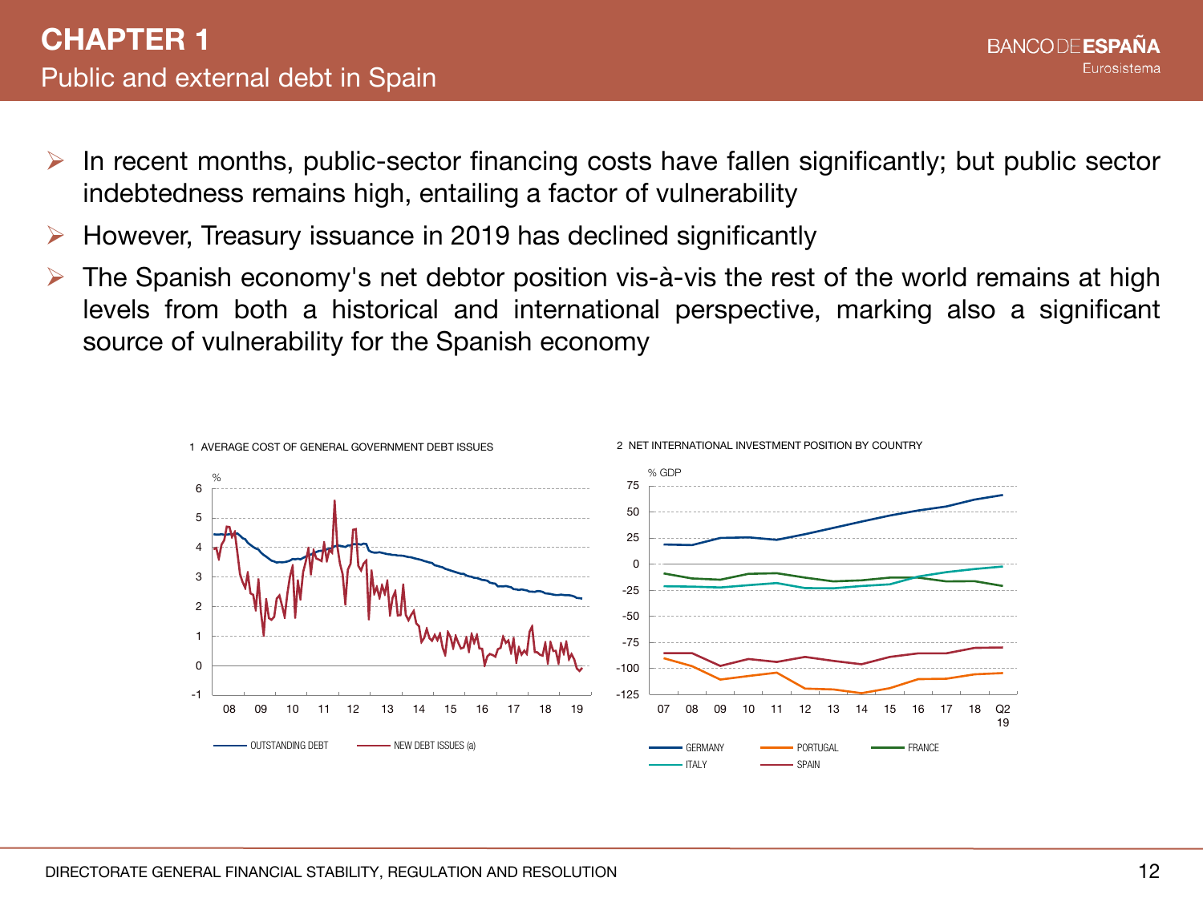# CHAPTER 1

## Public and external debt in Spain

- In recent months, public-sector financing costs have fallen significantly; but public sector indebtedness remains high, entailing a factor of vulnerability
- However, Treasury issuance in 2019 has declined significantly
- The Spanish economy's net debtor position vis-à-vis the rest of the world remains at high levels from both a historical and international perspective, marking also a significant source of vulnerability for the Spanish economy

1 AVERAGE COST OF GENERAL GOVERNMENT DEBT ISSUES

OUTSTANDING DEBT — NEW DEBT ISSUES (a)

2 NET INTERNATIONAL INVESTMENT POSITION BY COUNTRY

GERMANY — PORTUGAL — FRANCE — ITALY — SPAIN

DIRECTORATE GENERAL FINANCIAL STABILITY, REGULATION AND RESOLUTION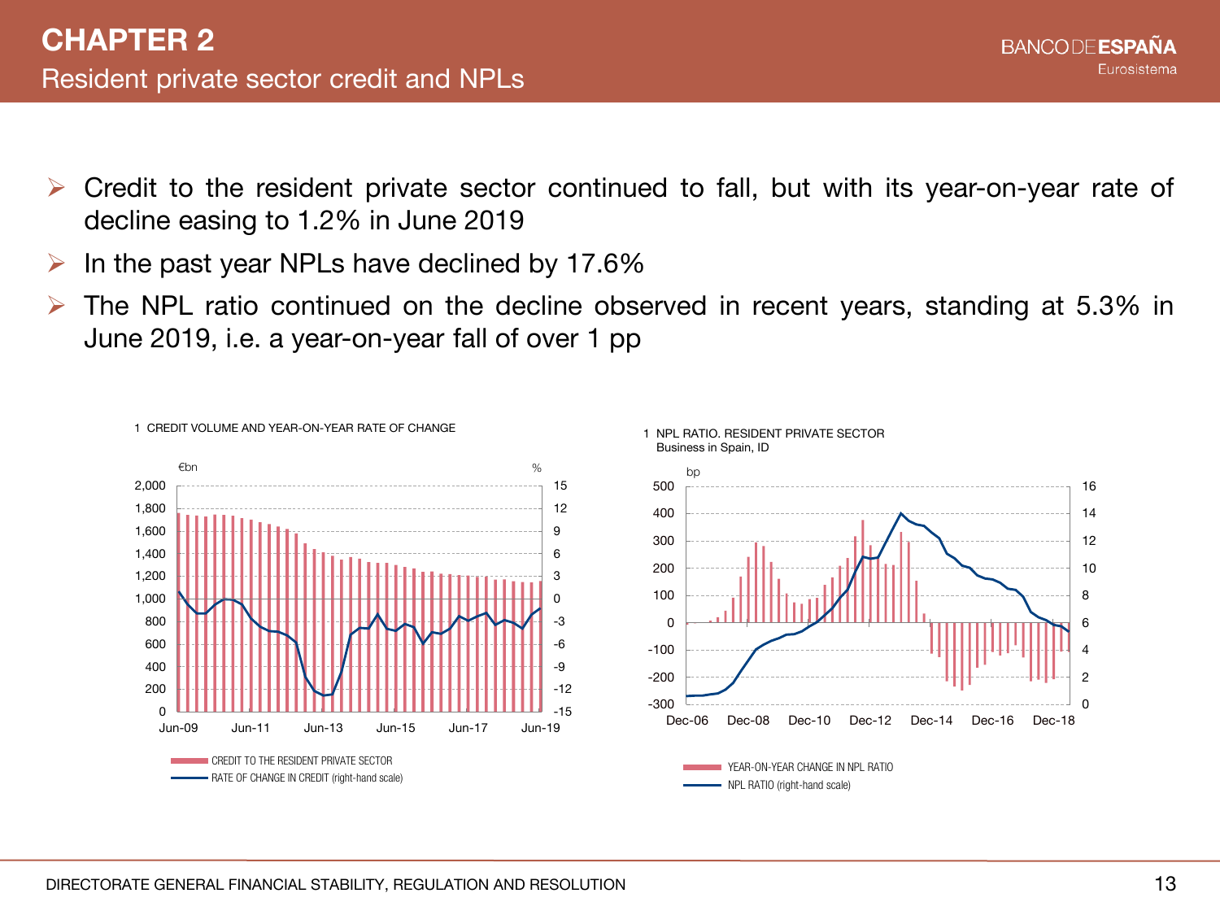# CHAPTER 2

## Resident private sector credit and NPLs

- Credit to the resident private sector continued to fall, but with its year-on-year rate of decline easing to 1.2% in June 2019
- In the past year NPLs have declined by 17.6%
- The NPL ratio continued on the decline observed in recent years, standing at 5.3% in June 2019, i.e. a year-on-year fall of over 1 pp

1 CREDIT VOLUME AND YEAR-ON-YEAR RATE OF CHANGE

- CREDIT TO THE RESIDENT PRIVATE SECTOR
- RATE OF CHANGE IN CREDIT (right-hand scale)

1 NPL RATIO. RESIDENT PRIVATE SECTOR
Business in Spain, ID

- YEAR-ON-YEAR CHANGE IN NPL RATIO
- NPL RATIO (right-hand scale)

DIRECTORATE GENERAL FINANCIAL STABILITY, REGULATION AND RESOLUTION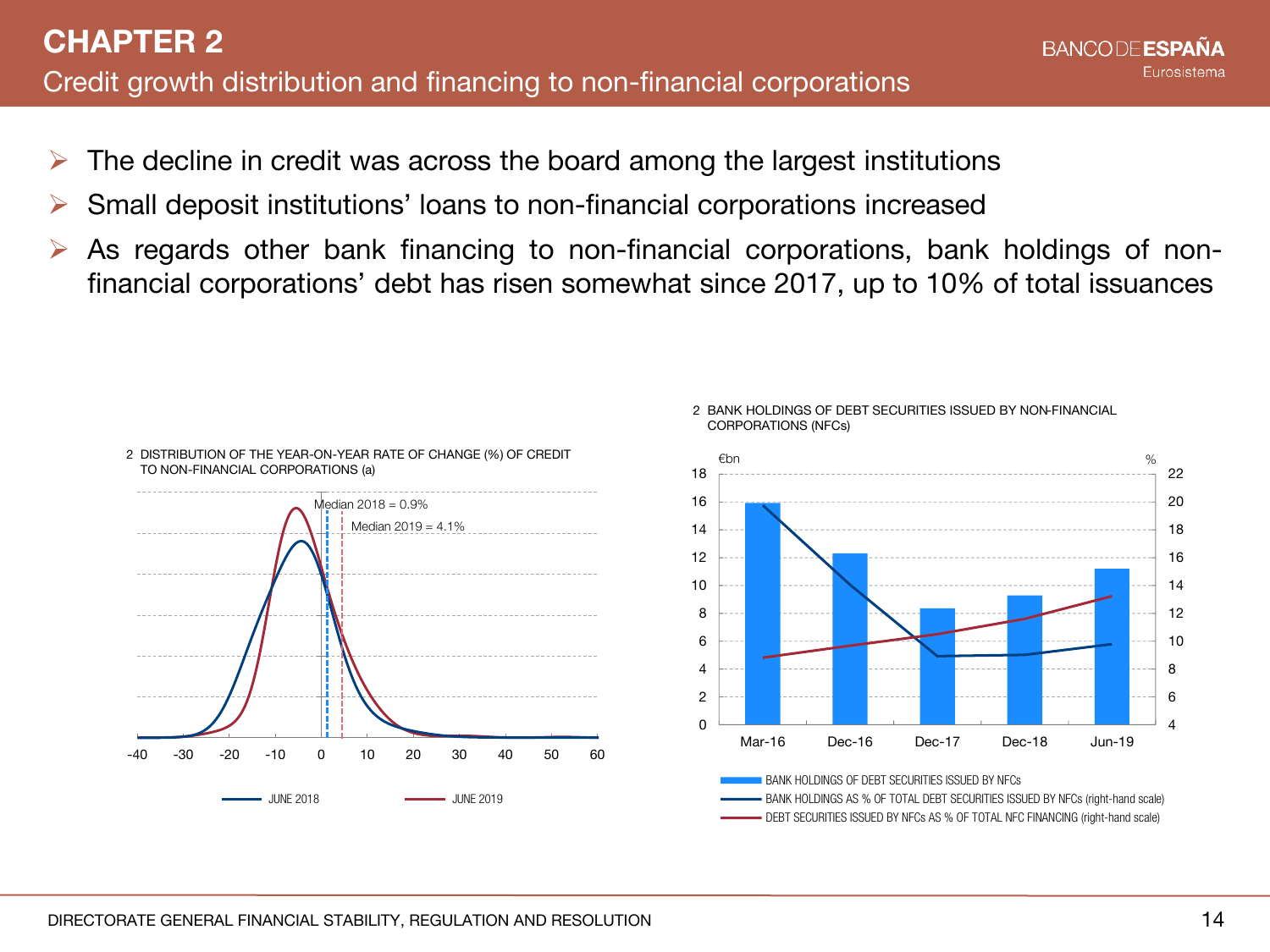# CHAPTER 2

## Credit growth distribution and financing to non-financial corporations

- The decline in credit was across the board among the largest institutions
- Small deposit institutions' loans to non-financial corporations increased
- As regards other bank financing to non-financial corporations, bank holdings of non-financial corporations' debt has risen somewhat since 2017, up to 10% of total issuances

2 DISTRIBUTION OF THE YEAR-ON-YEAR RATE OF CHANGE (%) OF CREDIT TO NON-FINANCIAL CORPORATIONS (a)

Median 2018 = 0.9%

Median 2019 = 4.1%

JUNE 2018 — JUNE 2019

2 BANK HOLDINGS OF DEBT SECURITIES ISSUED BY NON-FINANCIAL CORPORATIONS (NFCs)

- BANK HOLDINGS OF DEBT SECURITIES ISSUED BY NFCs (€bn)
- BANK HOLDINGS AS % OF TOTAL DEBT SECURITIES ISSUED BY NFCs (right-hand scale)
- DEBT SECURITIES ISSUED BY NFCs AS % OF TOTAL NFC FINANCING (right-hand scale)

DIRECTORATE GENERAL FINANCIAL STABILITY, REGULATION AND RESOLUTION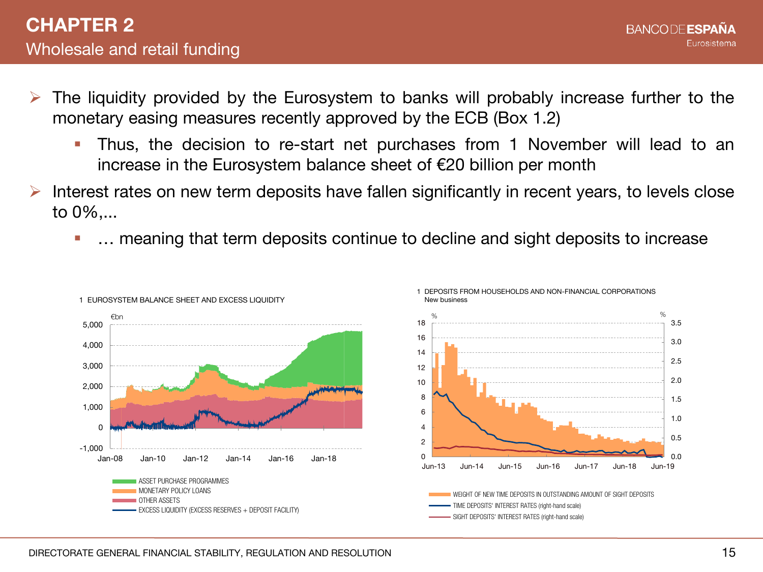# CHAPTER 2
## Wholesale and retail funding

- The liquidity provided by the Eurosystem to banks will probably increase further to the monetary easing measures recently approved by the ECB (Box 1.2)
  - Thus, the decision to re-start net purchases from 1 November will lead to an increase in the Eurosystem balance sheet of €20 billion per month
- Interest rates on new term deposits have fallen significantly in recent years, to levels close to 0%,...
  - … meaning that term deposits continue to decline and sight deposits to increase

1 EUROSYSTEM BALANCE SHEET AND EXCESS LIQUIDITY

€bn

ASSET PURCHASE PROGRAMMES
MONETARY POLICY LOANS
OTHER ASSETS
EXCESS LIQUIDITY (EXCESS RESERVES + DEPOSIT FACILITY)

1 DEPOSITS FROM HOUSEHOLDS AND NON-FINANCIAL CORPORATIONS
New business

%

WEIGHT OF NEW TIME DEPOSITS IN OUTSTANDING AMOUNT OF SIGHT DEPOSITS
TIME DEPOSITS' INTEREST RATES (right-hand scale)
SIGHT DEPOSITS' INTEREST RATES (right-hand scale)

DIRECTORATE GENERAL FINANCIAL STABILITY, REGULATION AND RESOLUTION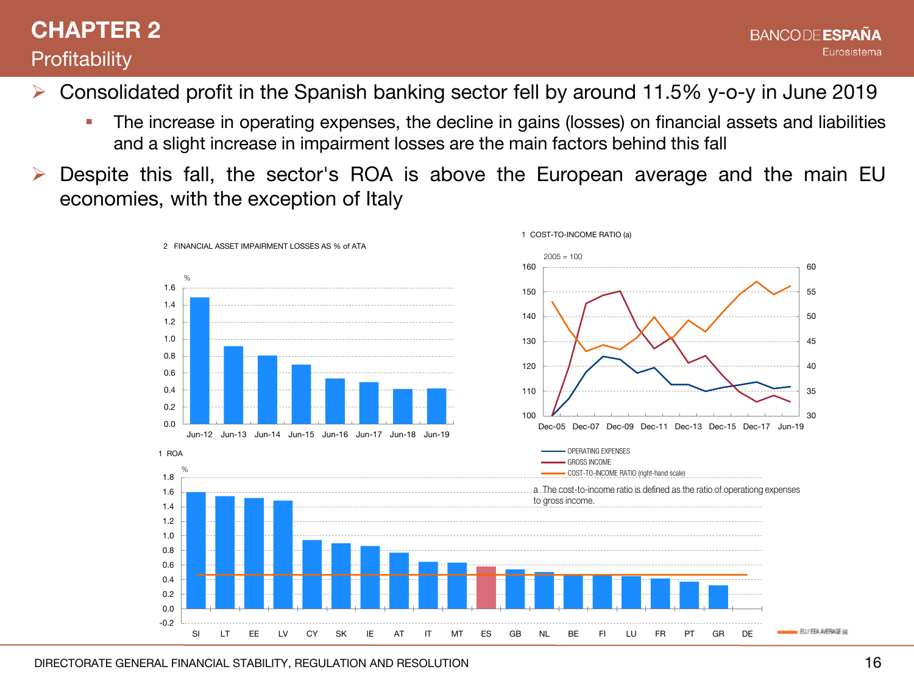# CHAPTER 2

## Profitability

- Consolidated profit in the Spanish banking sector fell by around 11.5% y-o-y in June 2019
  - The increase in operating expenses, the decline in gains (losses) on financial assets and liabilities and a slight increase in impairment losses are the main factors behind this fall
- Despite this fall, the sector's ROA is above the European average and the main EU economies, with the exception of Italy

2 FINANCIAL ASSET IMPAIRMENT LOSSES AS % of ATA

1 COST-TO-INCOME RATIO (a)

2005 = 100

OPERATING EXPENSES
GROSS INCOME
COST-TO-INCOME RATIO (right-hand scale)

a The cost-to-income ratio is defined as the ratio of operationg expenses to gross income.

1 ROA

EU / EEA AVERAGE (a)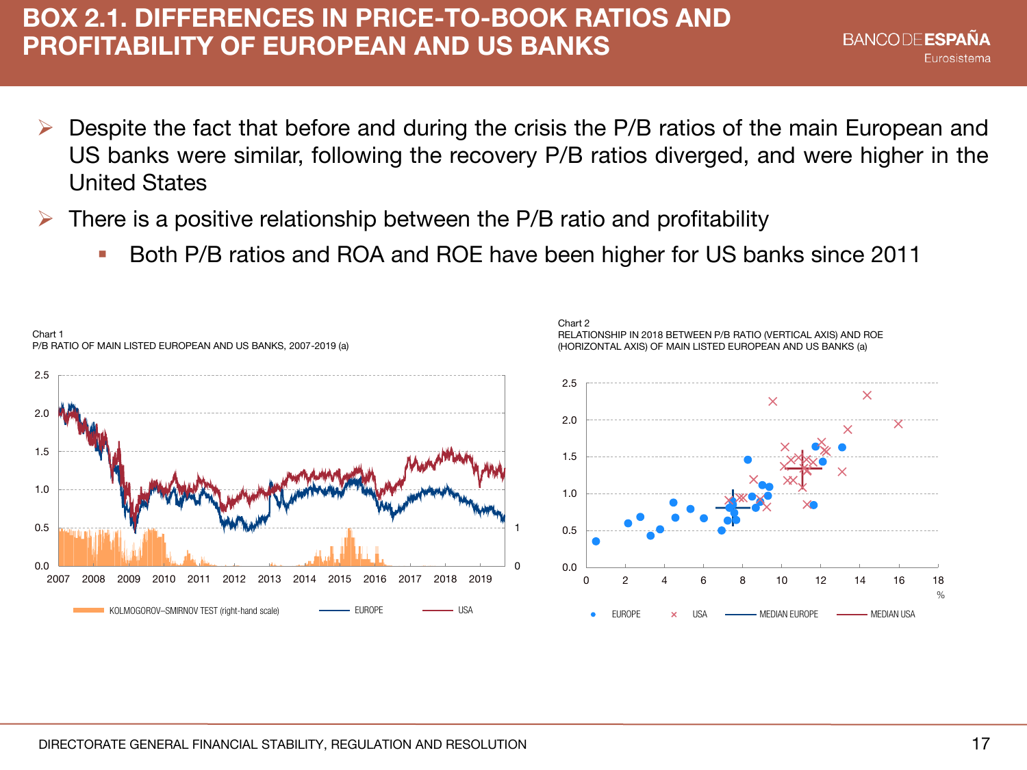# BOX 2.1. DIFFERENCES IN PRICE-TO-BOOK RATIOS AND PROFITABILITY OF EUROPEAN AND US BANKS

- Despite the fact that before and during the crisis the P/B ratios of the main European and US banks were similar, following the recovery P/B ratios diverged, and were higher in the United States
- There is a positive relationship between the P/B ratio and profitability
  - Both P/B ratios and ROA and ROE have been higher for US banks since 2011

Chart 1
P/B RATIO OF MAIN LISTED EUROPEAN AND US BANKS, 2007-2019 (a)

KOLMOGOROV–SMIRNOV TEST (right-hand scale) — EUROPE — USA

Chart 2
RELATIONSHIP IN 2018 BETWEEN P/B RATIO (VERTICAL AXIS) AND ROE (HORIZONTAL AXIS) OF MAIN LISTED EUROPEAN AND US BANKS (a)

EUROPE — USA — MEDIAN EUROPE — MEDIAN USA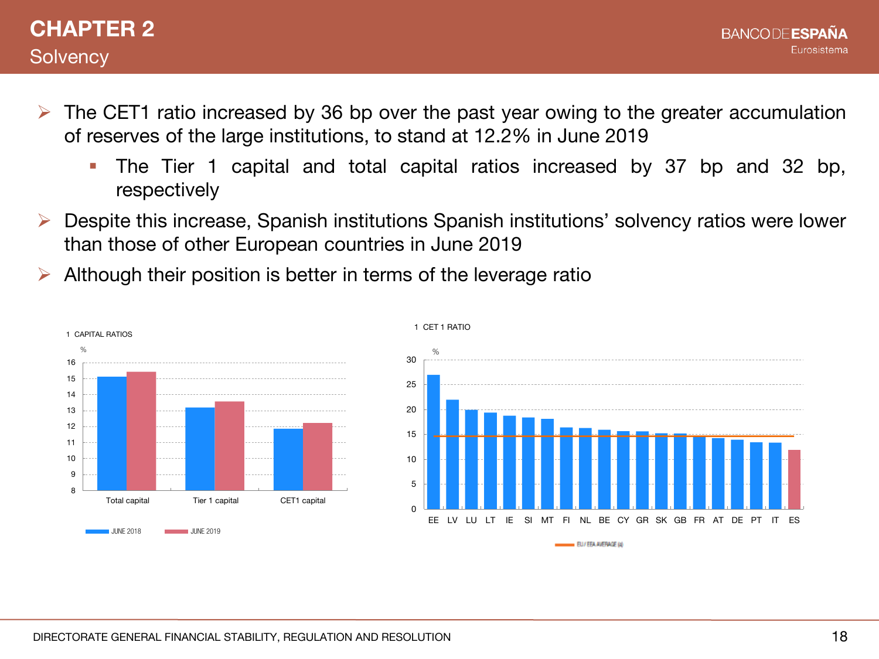# CHAPTER 2

## Solvency

- The CET1 ratio increased by 36 bp over the past year owing to the greater accumulation of reserves of the large institutions, to stand at 12.2% in June 2019
  - The Tier 1 capital and total capital ratios increased by 37 bp and 32 bp, respectively
- Despite this increase, Spanish institutions Spanish institutions' solvency ratios were lower than those of other European countries in June 2019
- Although their position is better in terms of the leverage ratio

1 CAPITAL RATIOS

%

Total capital | Tier 1 capital | CET1 capital

JUNE 2018 | JUNE 2019

1 CET 1 RATIO

%

EE LV LU LT IE SI MT FI NL BE CY GR SK GB FR AT DE PT IT ES

EU / EEA AVERAGE (a)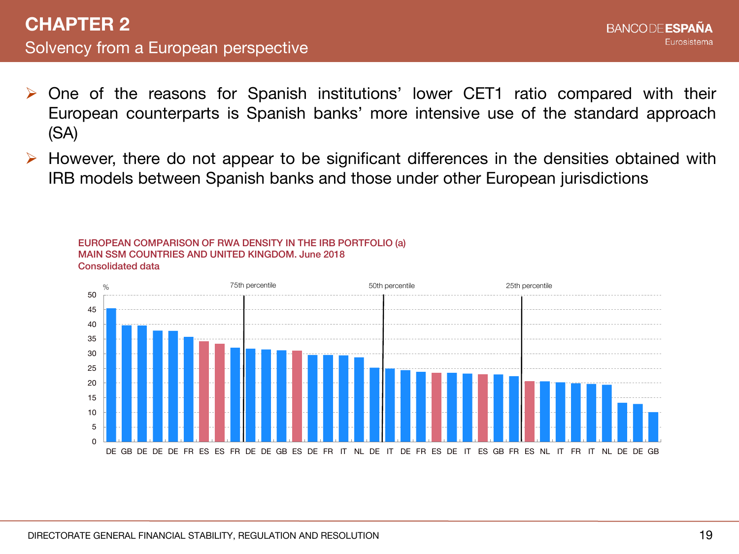## CHAPTER 2

### Solvency from a European perspective

- One of the reasons for Spanish institutions' lower CET1 ratio compared with their European counterparts is Spanish banks' more intensive use of the standard approach (SA)
- However, there do not appear to be significant differences in the densities obtained with IRB models between Spanish banks and those under other European jurisdictions

**EUROPEAN COMPARISON OF RWA DENSITY IN THE IRB PORTFOLIO (a)**
**MAIN SSM COUNTRIES AND UNITED KINGDOM. June 2018**
**Consolidated data**

%

75th percentile | 50th percentile | 25th percentile

DE GB DE DE DE FR ES ES FR DE DE GB ES DE FR IT NL DE IT DE FR ES DE IT ES GB FR ES NL IT FR IT NL DE DE GB

DIRECTORATE GENERAL FINANCIAL STABILITY, REGULATION AND RESOLUTION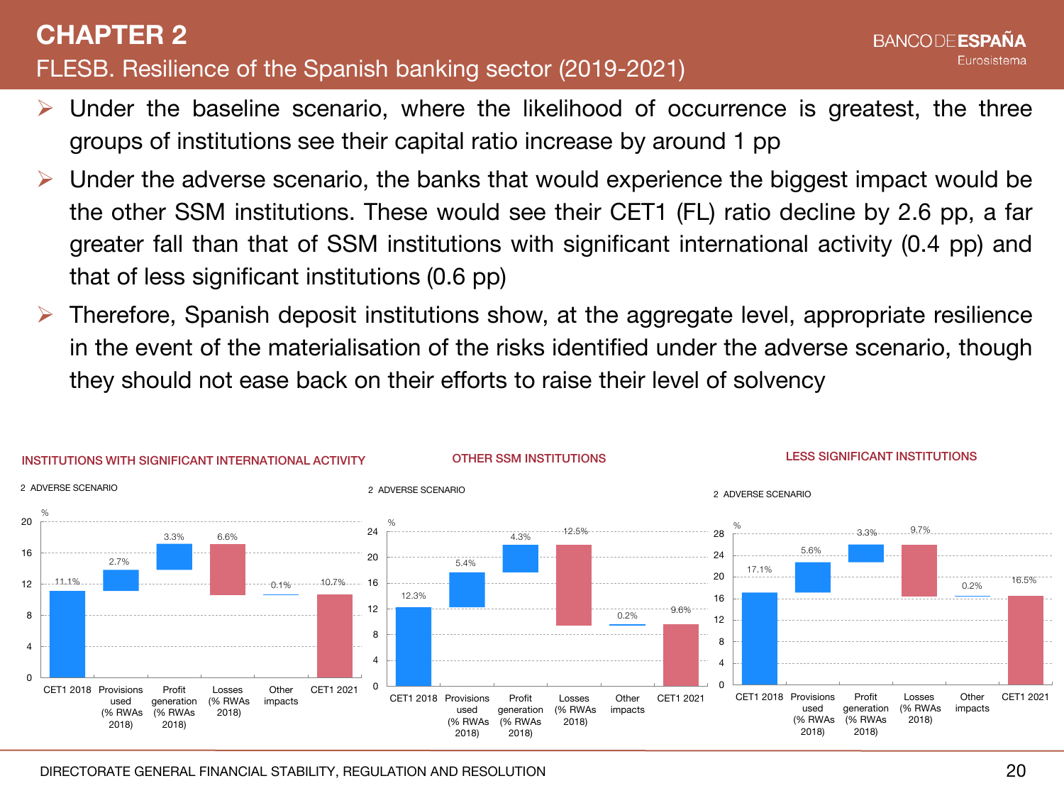# CHAPTER 2

## FLESB. Resilience of the Spanish banking sector (2019-2021)

- Under the baseline scenario, where the likelihood of occurrence is greatest, the three groups of institutions see their capital ratio increase by around 1 pp
- Under the adverse scenario, the banks that would experience the biggest impact would be the other SSM institutions. These would see their CET1 (FL) ratio decline by 2.6 pp, a far greater fall than that of SSM institutions with significant international activity (0.4 pp) and that of less significant institutions (0.6 pp)
- Therefore, Spanish deposit institutions show, at the aggregate level, appropriate resilience in the event of the materialisation of the risks identified under the adverse scenario, though they should not ease back on their efforts to raise their level of solvency

**INSTITUTIONS WITH SIGNIFICANT INTERNATIONAL ACTIVITY**

2 ADVERSE SCENARIO (%)

| CET1 2018 | Provisions used (% RWAs 2018) | Profit generation (% RWAs 2018) | Losses (% RWAs 2018) | Other impacts | CET1 2021 |
|---|---|---|---|---|---|
| 11.1% | 2.7% | 3.3% | 6.6% | 0.1% | 10.7% |

**OTHER SSM INSTITUTIONS**

2 ADVERSE SCENARIO (%)

| CET1 2018 | Provisions used (% RWAs 2018) | Profit generation (% RWAs 2018) | Losses (% RWAs 2018) | Other impacts | CET1 2021 |
|---|---|---|---|---|---|
| 12.3% | 5.4% | 4.3% | 12.5% | 0.2% | 9.6% |

**LESS SIGNIFICANT INSTITUTIONS**

2 ADVERSE SCENARIO (%)

| CET1 2018 | Provisions used (% RWAs 2018) | Profit generation (% RWAs 2018) | Losses (% RWAs 2018) | Other impacts | CET1 2021 |
|---|---|---|---|---|---|
| 17.1% | 5.6% | 3.3% | 9.7% | 0.2% | 16.5% |

DIRECTORATE GENERAL FINANCIAL STABILITY, REGULATION AND RESOLUTION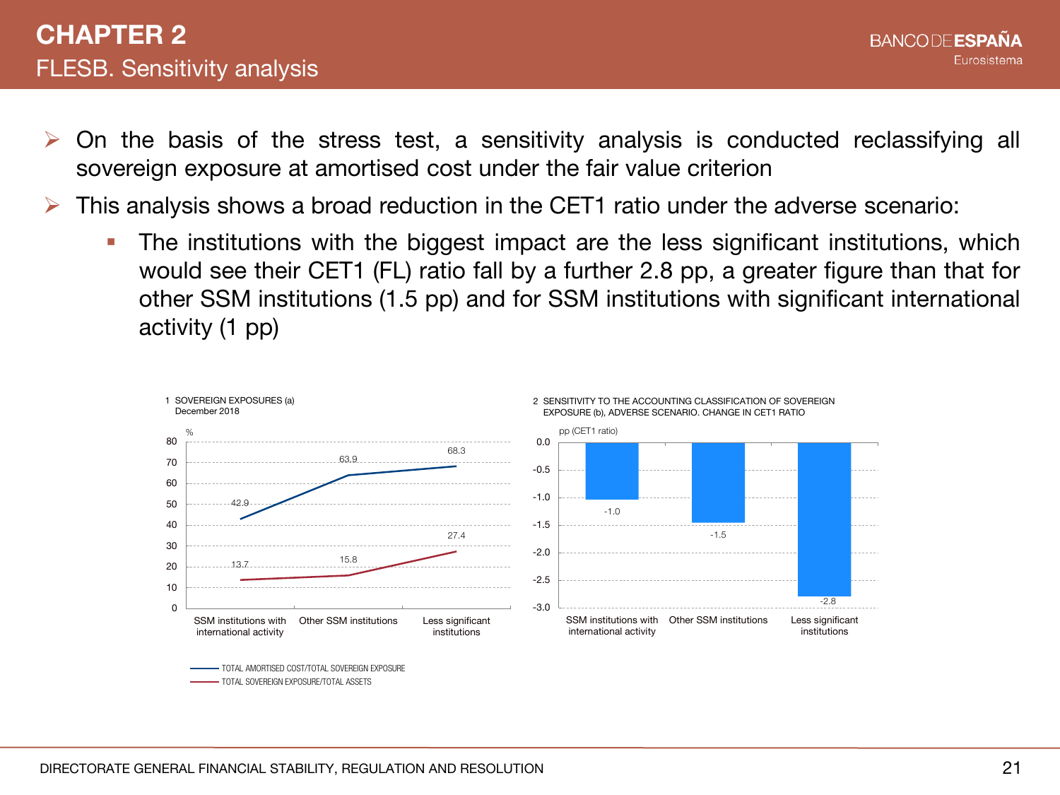# CHAPTER 2

## FLESB. Sensitivity analysis

- On the basis of the stress test, a sensitivity analysis is conducted reclassifying all sovereign exposure at amortised cost under the fair value criterion
- This analysis shows a broad reduction in the CET1 ratio under the adverse scenario:
  - The institutions with the biggest impact are the less significant institutions, which would see their CET1 (FL) ratio fall by a further 2.8 pp, a greater figure than that for other SSM institutions (1.5 pp) and for SSM institutions with significant international activity (1 pp)

1 SOVEREIGN EXPOSURES (a)
December 2018

%

| | SSM institutions with international activity | Other SSM institutions | Less significant institutions |
|---|---|---|---|
| TOTAL AMORTISED COST/TOTAL SOVEREIGN EXPOSURE | 42.9 | 63.9 | 68.3 |
| TOTAL SOVEREIGN EXPOSURE/TOTAL ASSETS | 13.7 | 15.8 | 27.4 |

2 SENSITIVITY TO THE ACCOUNTING CLASSIFICATION OF SOVEREIGN EXPOSURE (b), ADVERSE SCENARIO. CHANGE IN CET1 RATIO

pp (CET1 ratio)

| SSM institutions with international activity | Other SSM institutions | Less significant institutions |
|---|---|---|
| -1.0 | -1.5 | -2.8 |

DIRECTORATE GENERAL FINANCIAL STABILITY, REGULATION AND RESOLUTION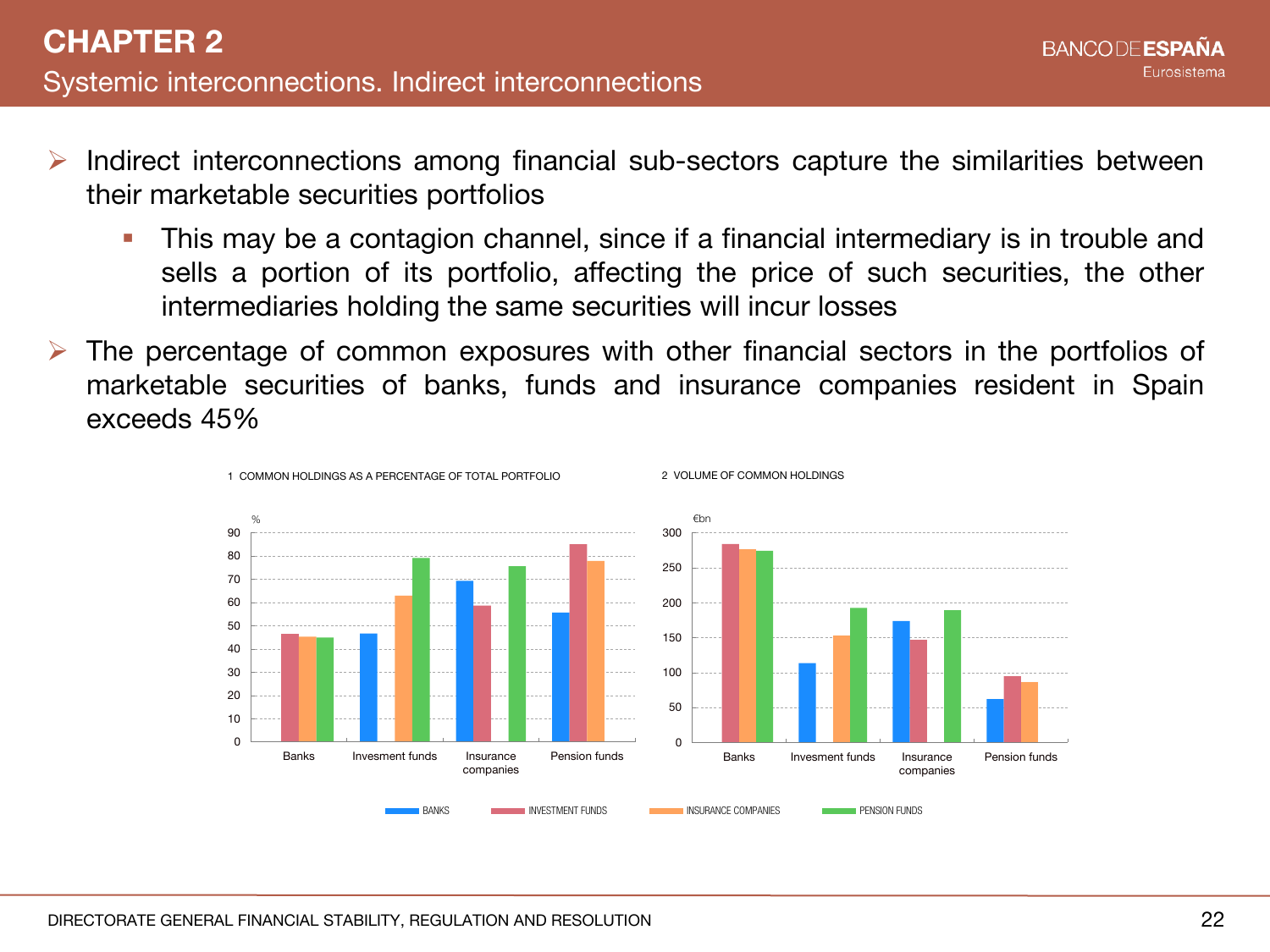# CHAPTER 2

## Systemic interconnections. Indirect interconnections

- Indirect interconnections among financial sub-sectors capture the similarities between their marketable securities portfolios
  - This may be a contagion channel, since if a financial intermediary is in trouble and sells a portion of its portfolio, affecting the price of such securities, the other intermediaries holding the same securities will incur losses
- The percentage of common exposures with other financial sectors in the portfolios of marketable securities of banks, funds and insurance companies resident in Spain exceeds 45%

1 COMMON HOLDINGS AS A PERCENTAGE OF TOTAL PORTFOLIO

2 VOLUME OF COMMON HOLDINGS

BANKS · INVESTMENT FUNDS · INSURANCE COMPANIES · PENSION FUNDS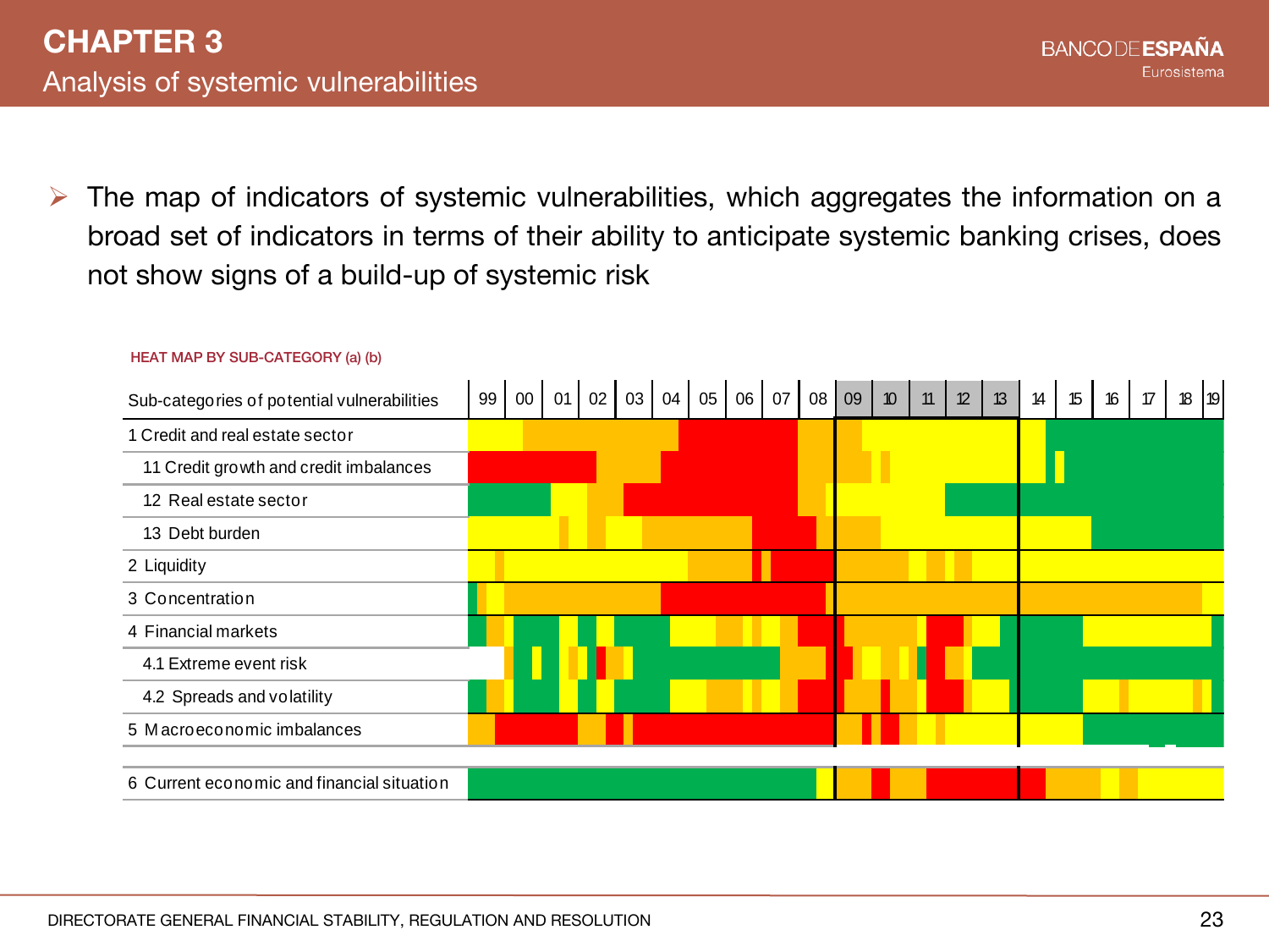# CHAPTER 3

## Analysis of systemic vulnerabilities

- The map of indicators of systemic vulnerabilities, which aggregates the information on a broad set of indicators in terms of their ability to anticipate systemic banking crises, does not show signs of a build-up of systemic risk

HEAT MAP BY SUB-CATEGORY (a) (b)

| Sub-categories of potential vulnerabilities | 99 | 00 | 01 | 02 | 03 | 04 | 05 | 06 | 07 | 08 | 09 | 10 | 11 | 12 | 13 | 14 | 15 | 16 | 17 | 18 | 19 |
|---|---|---|---|---|---|---|---|---|---|---|---|---|---|---|---|---|---|---|---|---|---|
| 1 Credit and real estate sector | | | | | | | | | | | | | | | | | | | | | |
| 11 Credit growth and credit imbalances | | | | | | | | | | | | | | | | | | | | | |
| 12 Real estate sector | | | | | | | | | | | | | | | | | | | | | |
| 13 Debt burden | | | | | | | | | | | | | | | | | | | | | |
| 2 Liquidity | | | | | | | | | | | | | | | | | | | | | |
| 3 Concentration | | | | | | | | | | | | | | | | | | | | | |
| 4 Financial markets | | | | | | | | | | | | | | | | | | | | | |
| 4.1 Extreme event risk | | | | | | | | | | | | | | | | | | | | | |
| 4.2 Spreads and volatility | | | | | | | | | | | | | | | | | | | | | |
| 5 Macroeconomic imbalances | | | | | | | | | | | | | | | | | | | | | |
| 6 Current economic and financial situation | | | | | | | | | | | | | | | | | | | | | |

DIRECTORATE GENERAL FINANCIAL STABILITY, REGULATION AND RESOLUTION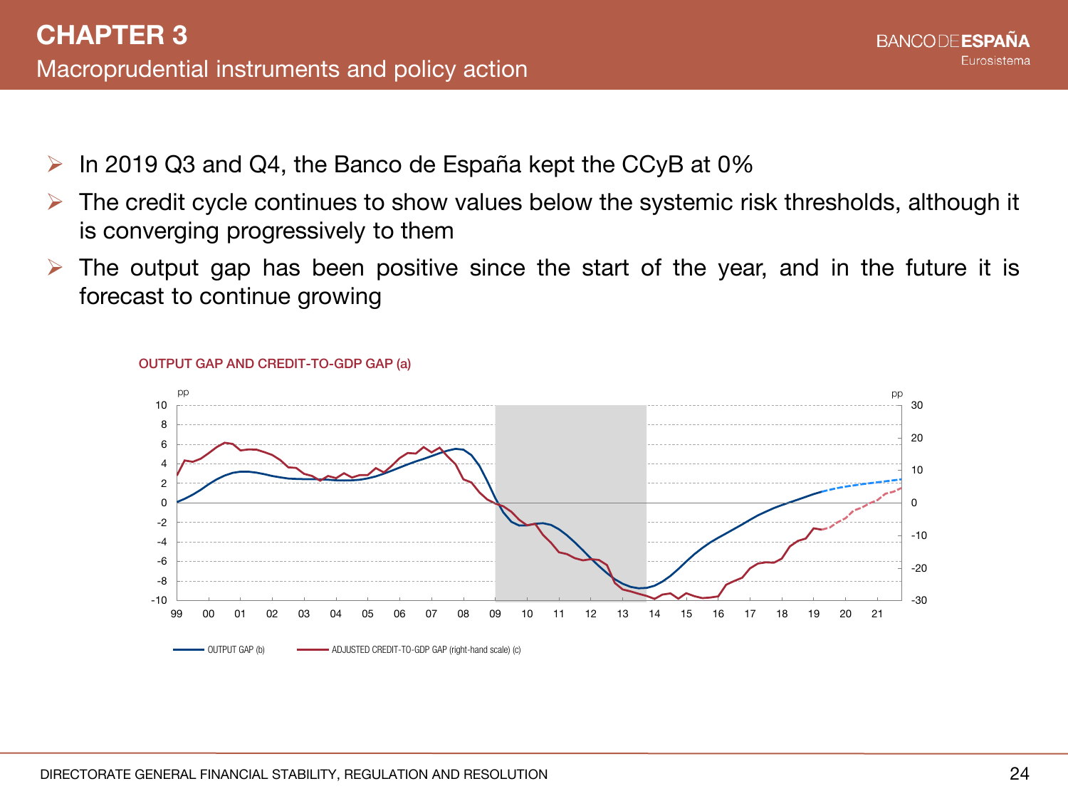# CHAPTER 3

## Macroprudential instruments and policy action

- In 2019 Q3 and Q4, the Banco de España kept the CCyB at 0%
- The credit cycle continues to show values below the systemic risk thresholds, although it is converging progressively to them
- The output gap has been positive since the start of the year, and in the future it is forecast to continue growing

OUTPUT GAP AND CREDIT-TO-GDP GAP (a)

OUTPUT GAP (b) — ADJUSTED CREDIT-TO-GDP GAP (right-hand scale) (c)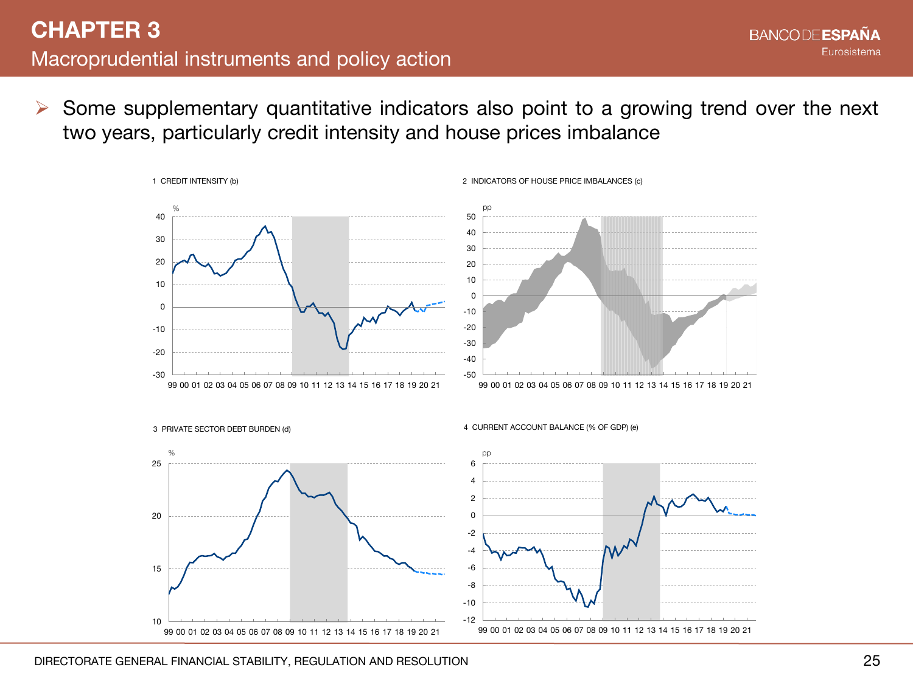# CHAPTER 3

## Macroprudential instruments and policy action

- Some supplementary quantitative indicators also point to a growing trend over the next two years, particularly credit intensity and house prices imbalance

1 CREDIT INTENSITY (b)

2 INDICATORS OF HOUSE PRICE IMBALANCES (c)

3 PRIVATE SECTOR DEBT BURDEN (d)

4 CURRENT ACCOUNT BALANCE (% OF GDP) (e)

DIRECTORATE GENERAL FINANCIAL STABILITY, REGULATION AND RESOLUTION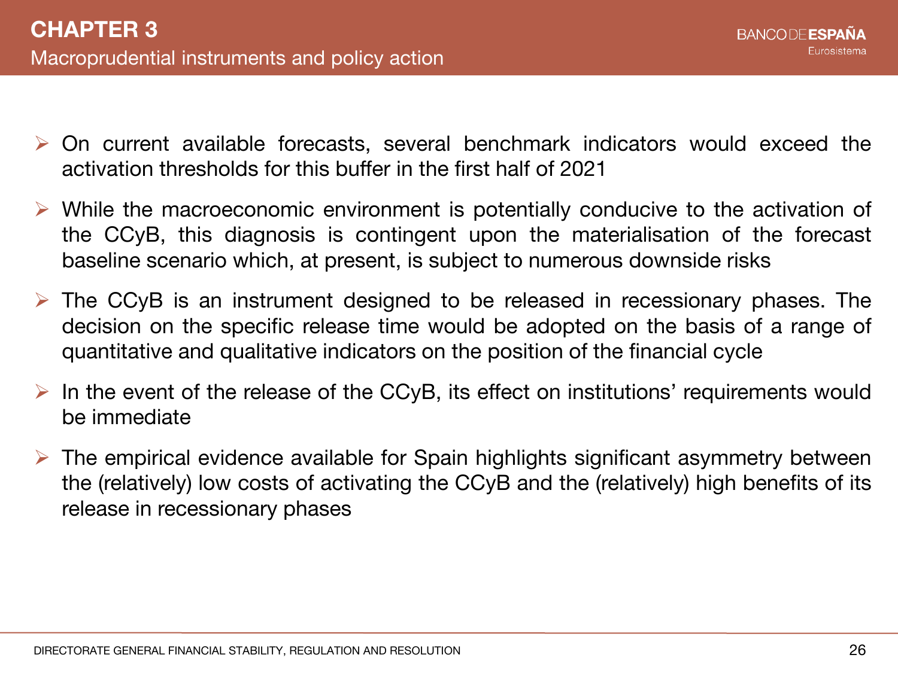## CHAPTER 3

### Macroprudential instruments and policy action

- On current available forecasts, several benchmark indicators would exceed the activation thresholds for this buffer in the first half of 2021
- While the macroeconomic environment is potentially conducive to the activation of the CCyB, this diagnosis is contingent upon the materialisation of the forecast baseline scenario which, at present, is subject to numerous downside risks
- The CCyB is an instrument designed to be released in recessionary phases. The decision on the specific release time would be adopted on the basis of a range of quantitative and qualitative indicators on the position of the financial cycle
- In the event of the release of the CCyB, its effect on institutions' requirements would be immediate
- The empirical evidence available for Spain highlights significant asymmetry between the (relatively) low costs of activating the CCyB and the (relatively) high benefits of its release in recessionary phases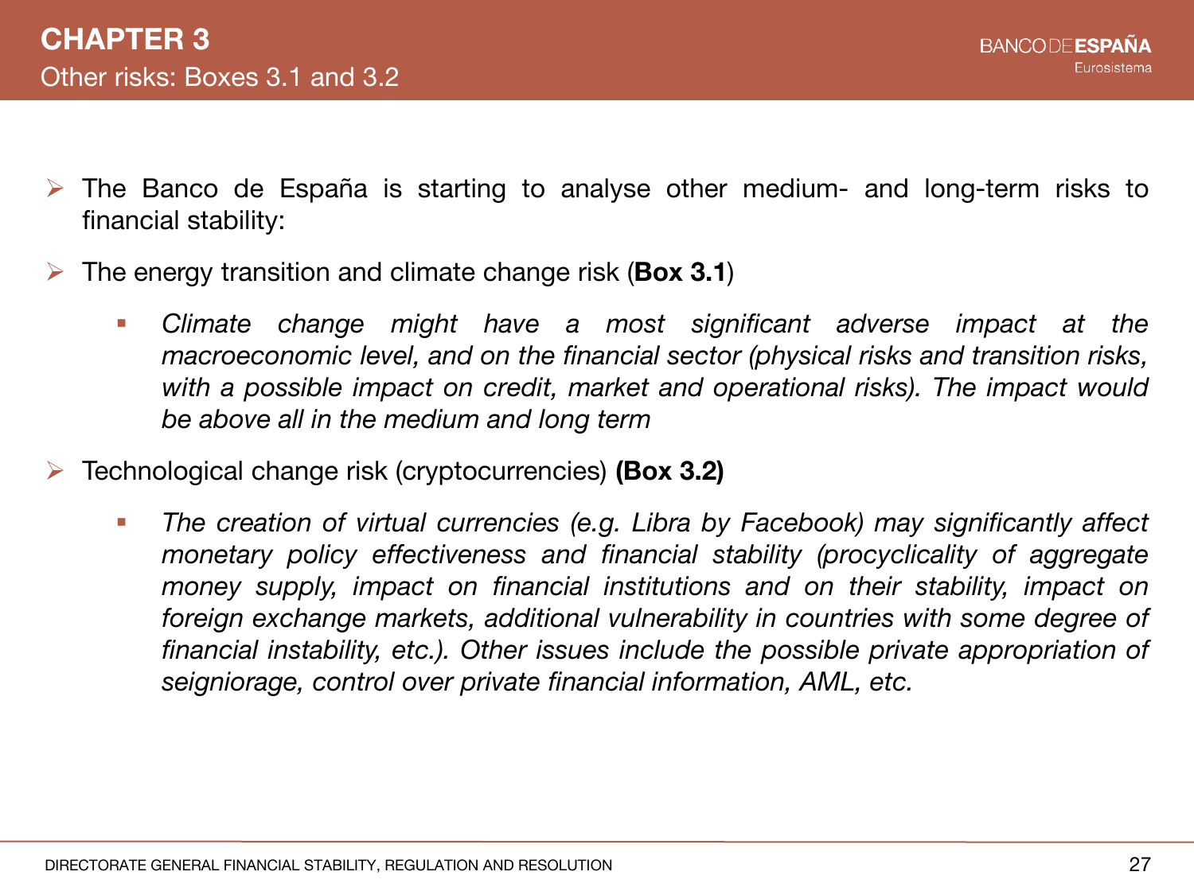# CHAPTER 3

## Other risks: Boxes 3.1 and 3.2

- The Banco de España is starting to analyse other medium- and long-term risks to financial stability:
- The energy transition and climate change risk (**Box 3.1**)
  - *Climate change might have a most significant adverse impact at the macroeconomic level, and on the financial sector (physical risks and transition risks, with a possible impact on credit, market and operational risks). The impact would be above all in the medium and long term*
- Technological change risk (cryptocurrencies) **(Box 3.2)**
  - *The creation of virtual currencies (e.g. Libra by Facebook) may significantly affect monetary policy effectiveness and financial stability (procyclicality of aggregate money supply, impact on financial institutions and on their stability, impact on foreign exchange markets, additional vulnerability in countries with some degree of financial instability, etc.). Other issues include the possible private appropriation of seigniorage, control over private financial information, AML, etc.*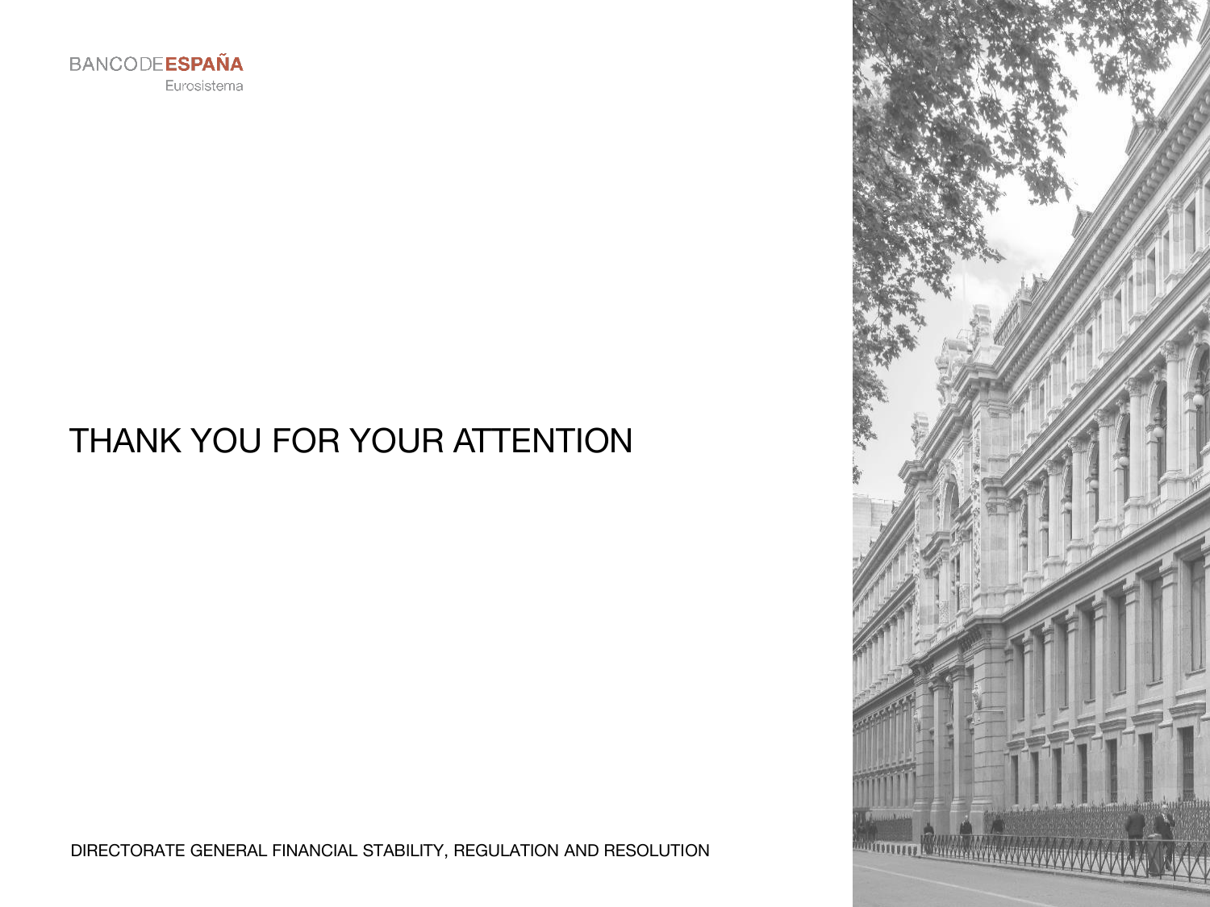BANCODEESPAÑA
Eurosistema

# THANK YOU FOR YOUR ATTENTION

DIRECTORATE GENERAL FINANCIAL STABILITY, REGULATION AND RESOLUTION